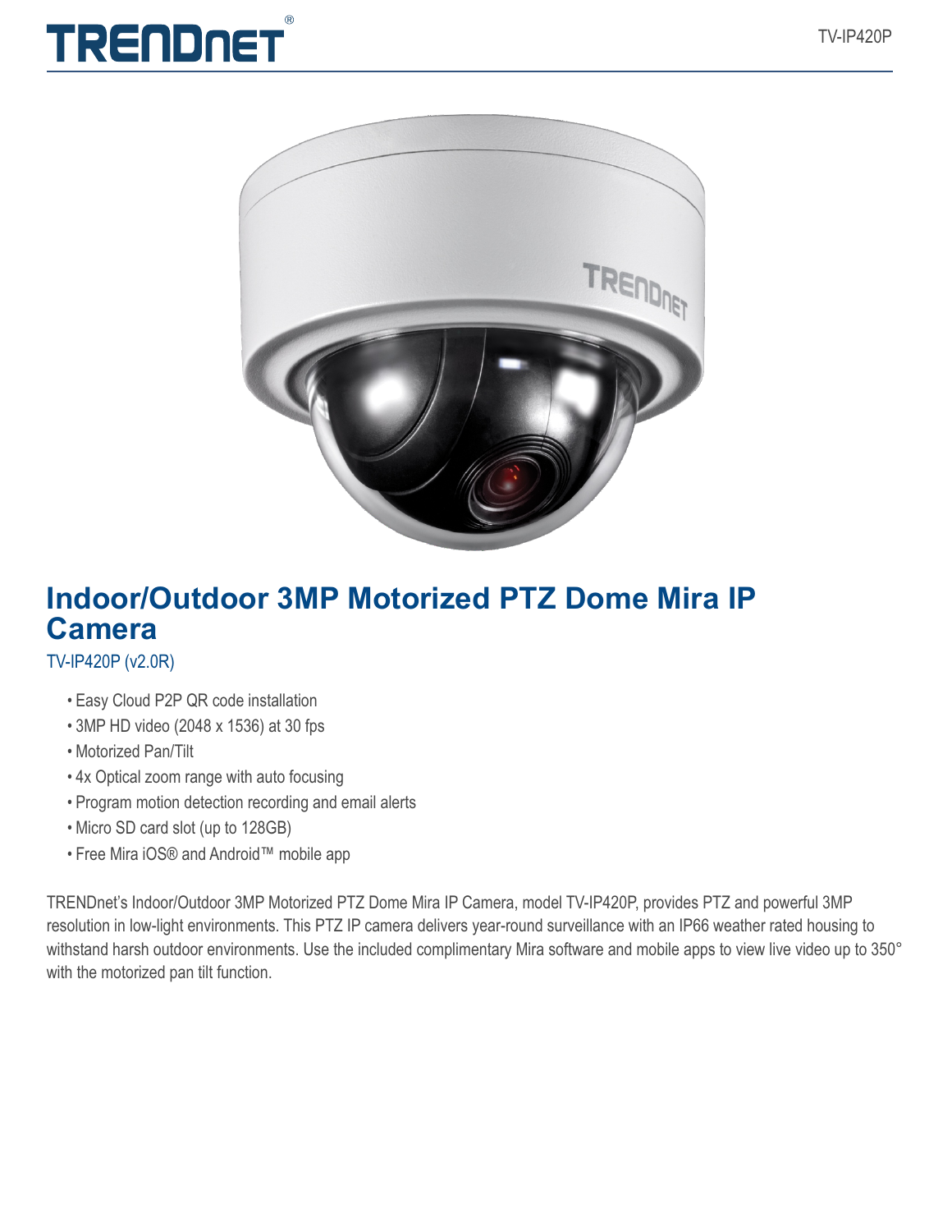# Indoor/Outdoor 3MP Motorized PTZ Dome Mira IP Camera

TV-IP420P (v2.0R)

- Easy Cloud P2P QR code installation
- 3MP HD video (2048 x 1536) at 30 fps
- Motorized Pan/Tilt
- 4x Optical zoom range with auto focusing
- Program motion detection recording and email alerts
- Micro SD card slot (up to 128GB)
- Free Mira iOS® and Android™ mobile app

TRENDnet's Indoor/Outdoor 3MP Motorized PTZ Dome Mira IP Camera, model TV-IP420P, provides PTZ and powerful 3MP resolution in low-light environments. This PTZ IP camera delivers year-round surveillance with an IP66 weather rated housing to withstand harsh outdoor environments. Use the included complimentary Mira software and mobile apps to view live video up to 350° with the motorized pan tilt function.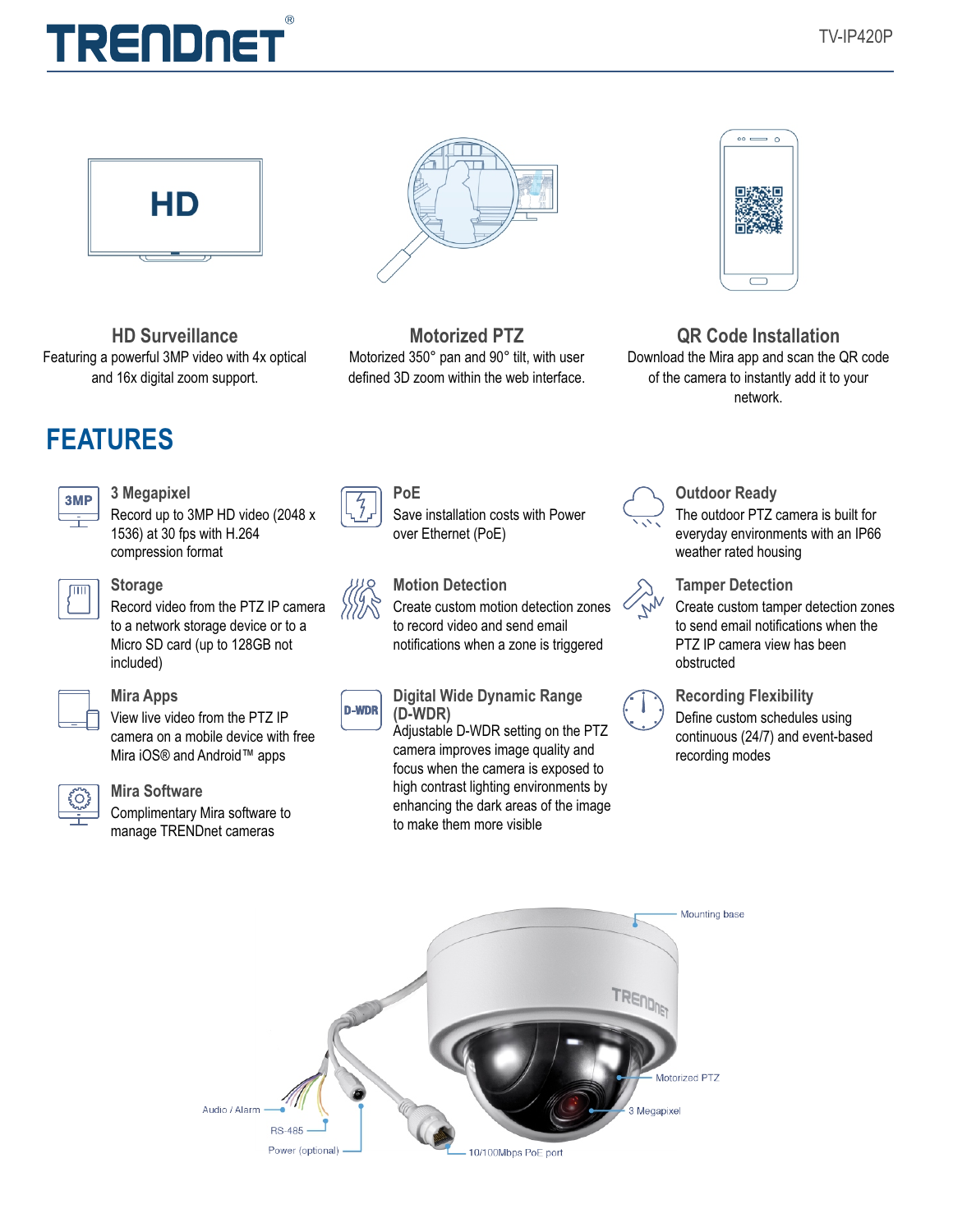### HD Surveillance

Featuring a powerful 3MP video with 4x optical and 16x digital zoom support.

### Motorized PTZ

Motorized 350° pan and 90° tilt, with user defined 3D zoom within the web interface.

### QR Code Installation

Download the Mira app and scan the QR code of the camera to instantly add it to your network.

## FEATURES

### 3 Megapixel

Record up to 3MP HD video (2048 x 1536) at 30 fps with H.264 compression format

### Storage

Record video from the PTZ IP camera to a network storage device or to a Micro SD card (up to 128GB not included)

### Mira Apps

View live video from the PTZ IP camera on a mobile device with free Mira iOS® and Android™ apps

### Mira Software

Complimentary Mira software to manage TRENDnet cameras

### PoE

Save installation costs with Power over Ethernet (PoE)

### Motion Detection

Create custom motion detection zones to record video and send email notifications when a zone is triggered

### Digital Wide Dynamic Range (D-WDR)

Adjustable D-WDR setting on the PTZ camera improves image quality and focus when the camera is exposed to high contrast lighting environments by enhancing the dark areas of the image to make them more visible

### Outdoor Ready

The outdoor PTZ camera is built for everyday environments with an IP66 weather rated housing

### Tamper Detection

Create custom tamper detection zones to send email notifications when the PTZ IP camera view has been obstructed

### Recording Flexibility

Define custom schedules using continuous (24/7) and event-based recording modes

Mounting base

Motorized PTZ

3 Megapixel

Audio / Alarm

RS-485

Power (optional)

10/100Mbps PoE port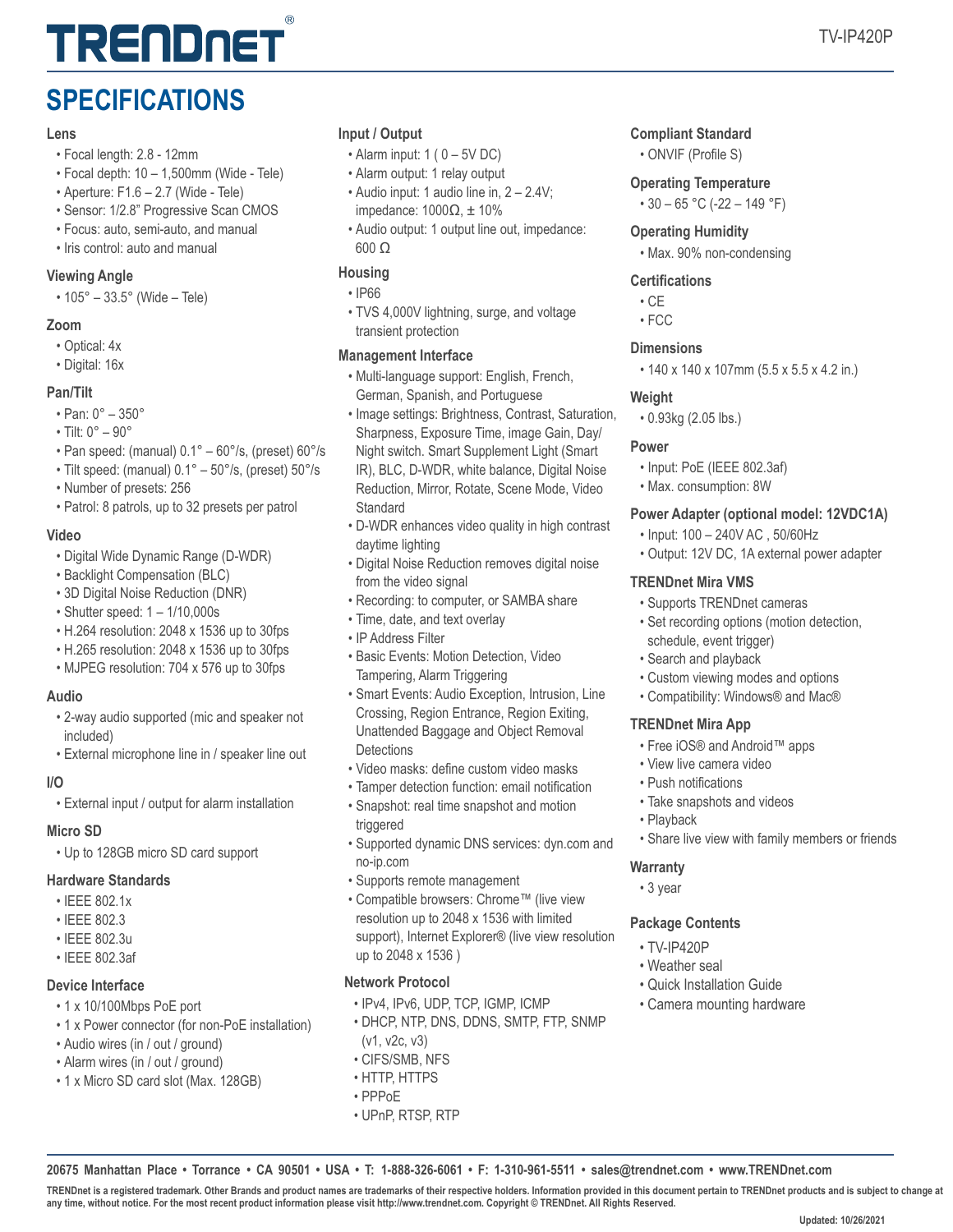# SPECIFICATIONS

### Lens

- Focal length: 2.8 - 12mm
- Focal depth: 10 – 1,500mm (Wide - Tele)
- Aperture: F1.6 – 2.7 (Wide - Tele)
- Sensor: 1/2.8" Progressive Scan CMOS
- Focus: auto, semi-auto, and manual
- Iris control: auto and manual

### Viewing Angle

- 105° – 33.5° (Wide – Tele)

### Zoom

- Optical: 4x
- Digital: 16x

### Pan/Tilt

- Pan: 0° – 350°
- Tilt: 0° – 90°
- Pan speed: (manual) 0.1° – 60°/s, (preset) 60°/s
- Tilt speed: (manual) 0.1° – 50°/s, (preset) 50°/s
- Number of presets: 256
- Patrol: 8 patrols, up to 32 presets per patrol

### Video

- Digital Wide Dynamic Range (D-WDR)
- Backlight Compensation (BLC)
- 3D Digital Noise Reduction (DNR)
- Shutter speed: 1 – 1/10,000s
- H.264 resolution: 2048 x 1536 up to 30fps
- H.265 resolution: 2048 x 1536 up to 30fps
- MJPEG resolution: 704 x 576 up to 30fps

### Audio

- 2-way audio supported (mic and speaker not included)
- External microphone line in / speaker line out

### I/O

- External input / output for alarm installation

### Micro SD

- Up to 128GB micro SD card support

### Hardware Standards

- IEEE 802.1x
- IEEE 802.3
- IEEE 802.3u
- IEEE 802.3af

### Device Interface

- 1 x 10/100Mbps PoE port
- 1 x Power connector (for non-PoE installation)
- Audio wires (in / out / ground)
- Alarm wires (in / out / ground)
- 1 x Micro SD card slot (Max. 128GB)

### Input / Output

- Alarm input: 1 ( 0 – 5V DC)
- Alarm output: 1 relay output
- Audio input: 1 audio line in, 2 – 2.4V; impedance: 1000Ω, ± 10%
- Audio output: 1 output line out, impedance: 600 Ω

### Housing

- IP66
- TVS 4,000V lightning, surge, and voltage transient protection

### Management Interface

- Multi-language support: English, French, German, Spanish, and Portuguese
- Image settings: Brightness, Contrast, Saturation, Sharpness, Exposure Time, image Gain, Day/Night switch. Smart Supplement Light (Smart IR), BLC, D-WDR, white balance, Digital Noise Reduction, Mirror, Rotate, Scene Mode, Video Standard
- D-WDR enhances video quality in high contrast daytime lighting
- Digital Noise Reduction removes digital noise from the video signal
- Recording: to computer, or SAMBA share
- Time, date, and text overlay
- IP Address Filter
- Basic Events: Motion Detection, Video Tampering, Alarm Triggering
- Smart Events: Audio Exception, Intrusion, Line Crossing, Region Entrance, Region Exiting, Unattended Baggage and Object Removal Detections
- Video masks: define custom video masks
- Tamper detection function: email notification
- Snapshot: real time snapshot and motion triggered
- Supported dynamic DNS services: dyn.com and no-ip.com
- Supports remote management
- Compatible browsers: Chrome™ (live view resolution up to 2048 x 1536 with limited support), Internet Explorer® (live view resolution up to 2048 x 1536 )

### Network Protocol

- IPv4, IPv6, UDP, TCP, IGMP, ICMP
- DHCP, NTP, DNS, DDNS, SMTP, FTP, SNMP (v1, v2c, v3)
- CIFS/SMB, NFS
- HTTP, HTTPS
- PPPoE
- UPnP, RTSP, RTP

### Compliant Standard

- ONVIF (Profile S)

### Operating Temperature

- 30 – 65 °C (-22 – 149 °F)

### Operating Humidity

- Max. 90% non-condensing

### Certifications

- CE
- FCC

### Dimensions

- 140 x 140 x 107mm (5.5 x 5.5 x 4.2 in.)

### Weight

- 0.93kg (2.05 lbs.)

### Power

- Input: PoE (IEEE 802.3af)
- Max. consumption: 8W

### Power Adapter (optional model: 12VDC1A)

- Input: 100 – 240V AC , 50/60Hz
- Output: 12V DC, 1A external power adapter

### TRENDnet Mira VMS

- Supports TRENDnet cameras
- Set recording options (motion detection, schedule, event trigger)
- Search and playback
- Custom viewing modes and options
- Compatibility: Windows® and Mac®

### TRENDnet Mira App

- Free iOS® and Android™ apps
- View live camera video
- Push notifications
- Take snapshots and videos
- Playback
- Share live view with family members or friends

### Warranty

- 3 year

### Package Contents

- TV-IP420P
- Weather seal
- Quick Installation Guide
- Camera mounting hardware

**20675 Manhattan Place • Torrance • CA 90501 • USA • T: 1-888-326-6061 • F: 1-310-961-5511 • sales@trendnet.com • www.TRENDnet.com**

**TRENDnet is a registered trademark. Other Brands and product names are trademarks of their respective holders. Information provided in this document pertain to TRENDnet products and is subject to change at any time, without notice. For the most recent product information please visit http://www.trendnet.com. Copyright © TRENDnet. All Rights Reserved.**

**Updated: 10/26/2021**